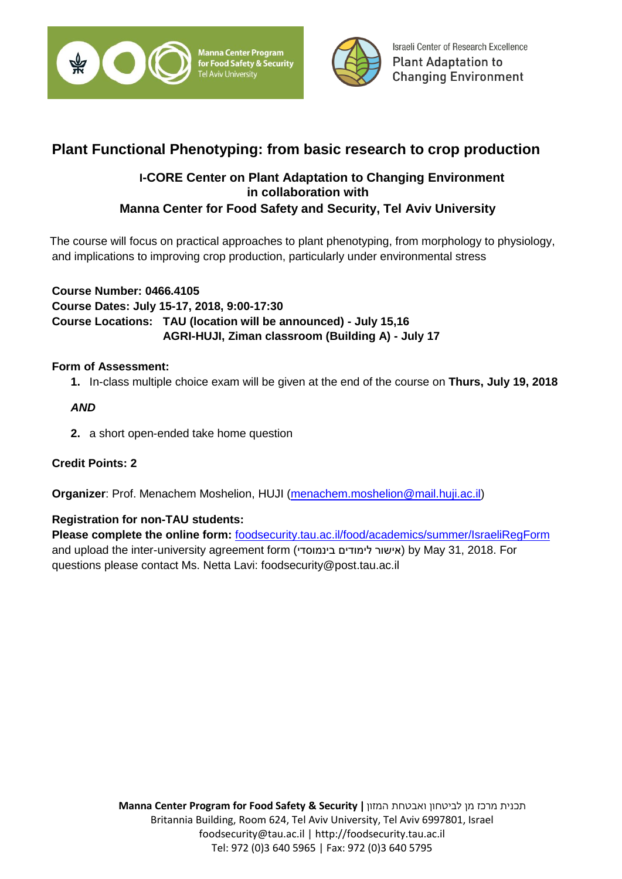Manna Center Program for Food Safety & Security
Tel Aviv University

Israeli Center of Research Excellence
Plant Adaptation to Changing Environment

# Plant Functional Phenotyping: from basic research to crop production

**I-CORE Center on Plant Adaptation to Changing Environment**
**in collaboration with**
**Manna Center for Food Safety and Security, Tel Aviv University**

The course will focus on practical approaches to plant phenotyping, from morphology to physiology, and implications to improving crop production, particularly under environmental stress

**Course Number: 0466.4105**
**Course Dates: July 15-17, 2018, 9:00-17:30**
**Course Locations: TAU (location will be announced) - July 15,16**
**AGRI-HUJI, Ziman classroom (Building A) - July 17**

**Form of Assessment:**

1. In-class multiple choice exam will be given at the end of the course on **Thurs, July 19, 2018**

***AND***

2. a short open-ended take home question

**Credit Points: 2**

**Organizer**: Prof. Menachem Moshelion, HUJI (menachem.moshelion@mail.huji.ac.il)

**Registration for non-TAU students:**
**Please complete the online form:** foodsecurity.tau.ac.il/food/academics/summer/IsraeliRegForm and upload the inter-university agreement form (אישור לימודים בינמוסדי) by May 31, 2018. For questions please contact Ms. Netta Lavi: foodsecurity@post.tau.ac.il

**Manna Center Program for Food Safety & Security |** תכנית מרכז מן לביטחון ואבטחת המזון
Britannia Building, Room 624, Tel Aviv University, Tel Aviv 6997801, Israel
foodsecurity@tau.ac.il | http://foodsecurity.tau.ac.il
Tel: 972 (0)3 640 5965 | Fax: 972 (0)3 640 5795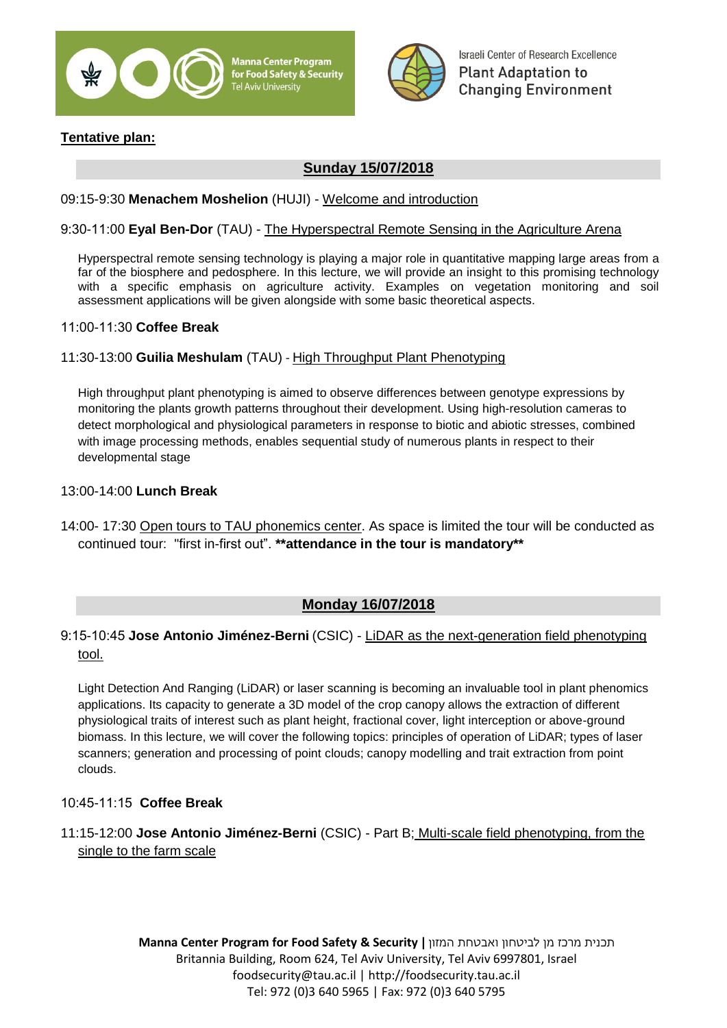**Tentative plan:**

## Sunday 15/07/2018

09:15-9:30 **Menachem Moshelion** (HUJI) - Welcome and introduction

9:30-11:00 **Eyal Ben-Dor** (TAU) - The Hyperspectral Remote Sensing in the Agriculture Arena

Hyperspectral remote sensing technology is playing a major role in quantitative mapping large areas from a far of the biosphere and pedosphere. In this lecture, we will provide an insight to this promising technology with a specific emphasis on agriculture activity. Examples on vegetation monitoring and soil assessment applications will be given alongside with some basic theoretical aspects.

11:00-11:30 **Coffee Break**

11:30-13:00 **Guilia Meshulam** (TAU) - High Throughput Plant Phenotyping

High throughput plant phenotyping is aimed to observe differences between genotype expressions by monitoring the plants growth patterns throughout their development. Using high-resolution cameras to detect morphological and physiological parameters in response to biotic and abiotic stresses, combined with image processing methods, enables sequential study of numerous plants in respect to their developmental stage

13:00-14:00 **Lunch Break**

14:00- 17:30 Open tours to TAU phonemics center. As space is limited the tour will be conducted as continued tour: "first in-first out". ****attendance in the tour is mandatory****

## Monday 16/07/2018

9:15-10:45 **Jose Antonio Jiménez-Berni** (CSIC) - LiDAR as the next-generation field phenotyping tool.

Light Detection And Ranging (LiDAR) or laser scanning is becoming an invaluable tool in plant phenomics applications. Its capacity to generate a 3D model of the crop canopy allows the extraction of different physiological traits of interest such as plant height, fractional cover, light interception or above-ground biomass. In this lecture, we will cover the following topics: principles of operation of LiDAR; types of laser scanners; generation and processing of point clouds; canopy modelling and trait extraction from point clouds.

10:45-11:15 **Coffee Break**

11:15-12:00 **Jose Antonio Jiménez-Berni** (CSIC) - Part B; Multi-scale field phenotyping, from the single to the farm scale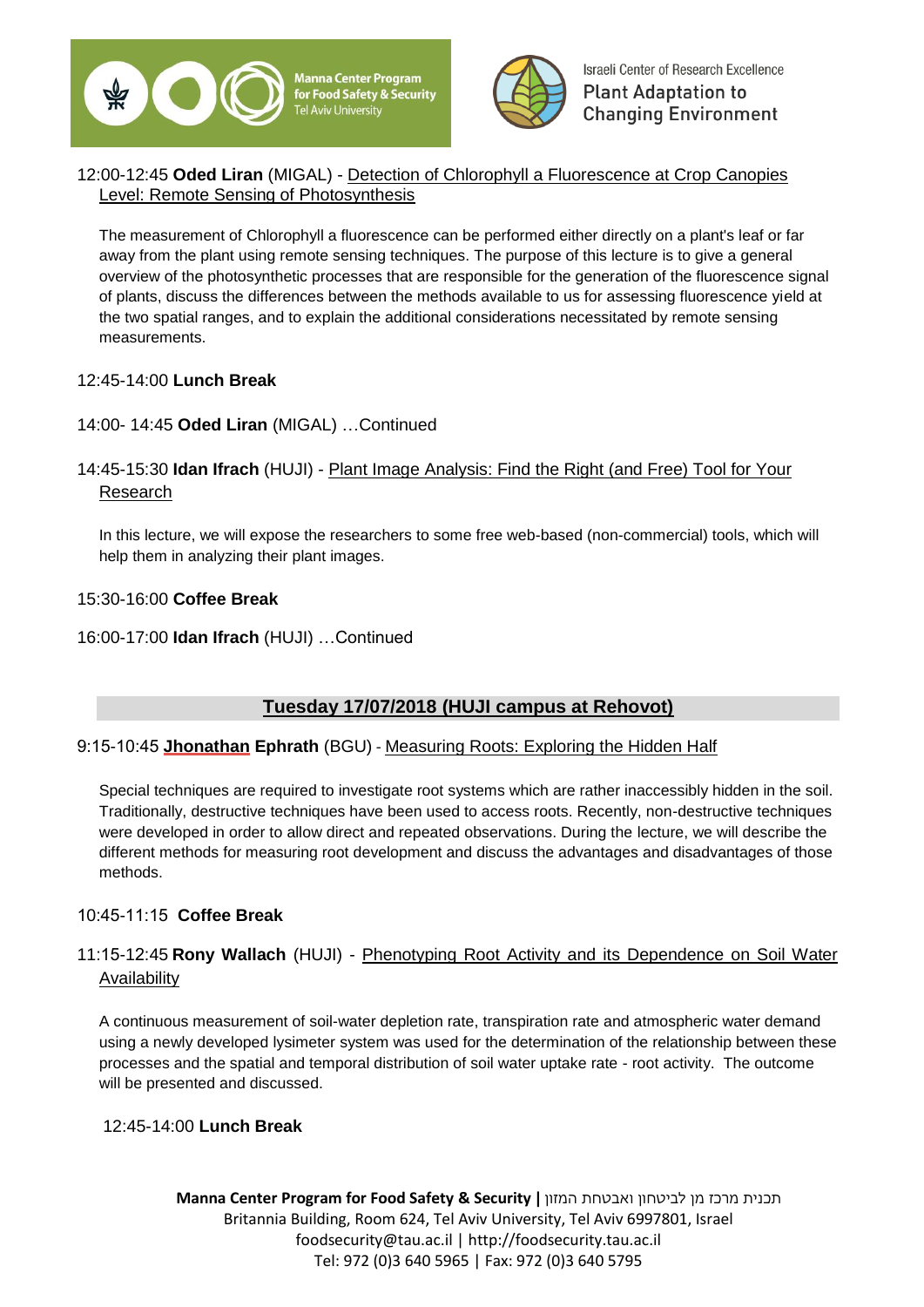12:00-12:45 **Oded Liran** (MIGAL) - Detection of Chlorophyll a Fluorescence at Crop Canopies Level: Remote Sensing of Photosynthesis

The measurement of Chlorophyll a fluorescence can be performed either directly on a plant's leaf or far away from the plant using remote sensing techniques. The purpose of this lecture is to give a general overview of the photosynthetic processes that are responsible for the generation of the fluorescence signal of plants, discuss the differences between the methods available to us for assessing fluorescence yield at the two spatial ranges, and to explain the additional considerations necessitated by remote sensing measurements.

12:45-14:00 **Lunch Break**

14:00- 14:45 **Oded Liran** (MIGAL) …Continued

14:45-15:30 **Idan Ifrach** (HUJI) - Plant Image Analysis: Find the Right (and Free) Tool for Your Research

In this lecture, we will expose the researchers to some free web-based (non-commercial) tools, which will help them in analyzing their plant images.

15:30-16:00 **Coffee Break**

16:00-17:00 **Idan Ifrach** (HUJI) …Continued

## Tuesday 17/07/2018 (HUJI campus at Rehovot)

9:15-10:45 **Jhonathan Ephrath** (BGU) - Measuring Roots: Exploring the Hidden Half

Special techniques are required to investigate root systems which are rather inaccessibly hidden in the soil. Traditionally, destructive techniques have been used to access roots. Recently, non-destructive techniques were developed in order to allow direct and repeated observations. During the lecture, we will describe the different methods for measuring root development and discuss the advantages and disadvantages of those methods.

10:45-11:15 **Coffee Break**

11:15-12:45 **Rony Wallach** (HUJI) - Phenotyping Root Activity and its Dependence on Soil Water Availability

A continuous measurement of soil-water depletion rate, transpiration rate and atmospheric water demand using a newly developed lysimeter system was used for the determination of the relationship between these processes and the spatial and temporal distribution of soil water uptake rate - root activity. The outcome will be presented and discussed.

12:45-14:00 **Lunch Break**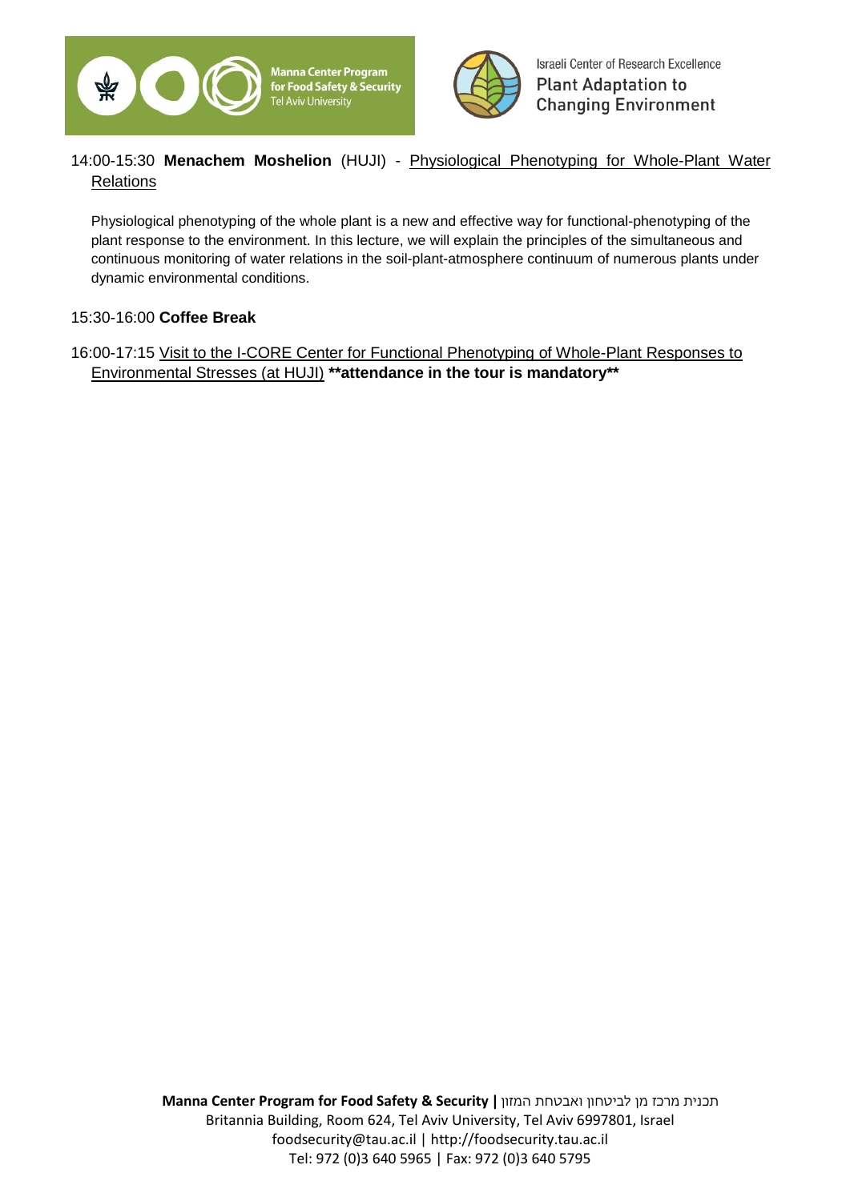14:00-15:30 **Menachem Moshelion** (HUJI) - Physiological Phenotyping for Whole-Plant Water Relations

Physiological phenotyping of the whole plant is a new and effective way for functional-phenotyping of the plant response to the environment. In this lecture, we will explain the principles of the simultaneous and continuous monitoring of water relations in the soil-plant-atmosphere continuum of numerous plants under dynamic environmental conditions.

15:30-16:00 **Coffee Break**

16:00-17:15 Visit to the I-CORE Center for Functional Phenotyping of Whole-Plant Responses to Environmental Stresses (at HUJI) **attendance in the tour is mandatory**